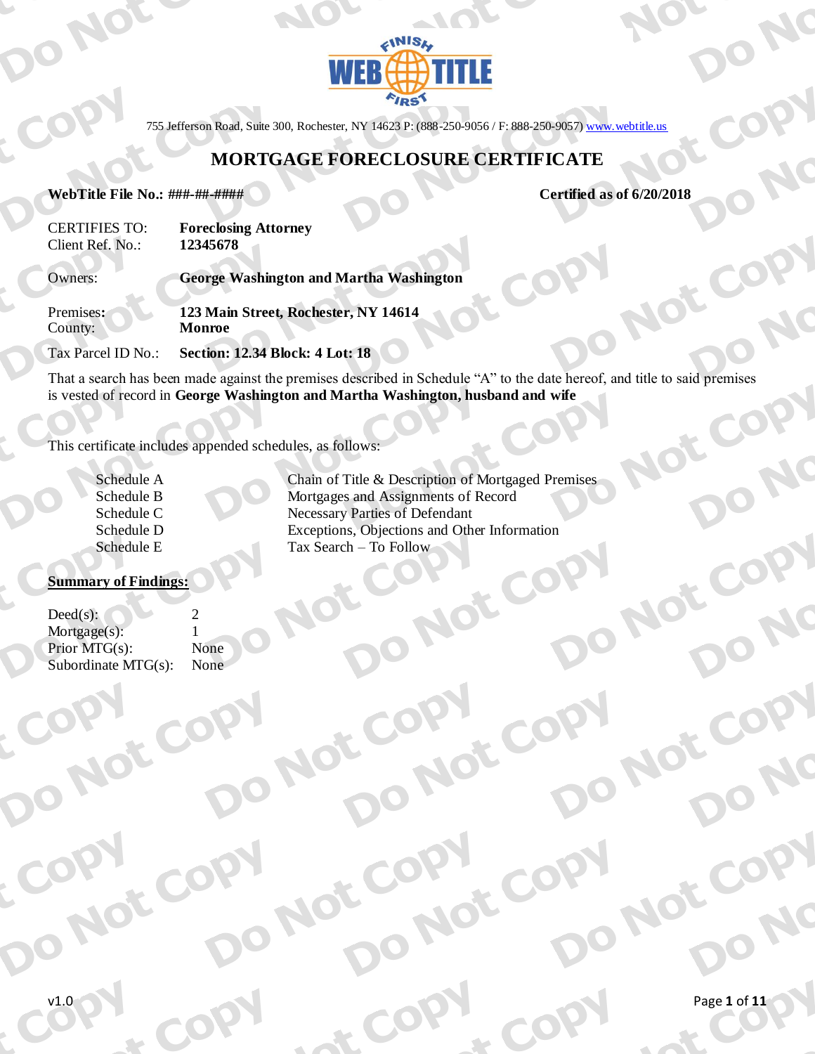755 Jefferson Road, Suite 300, Rochester, NY 14623 P: (888-250-9056 / F: 888-250-9057) www.webtitle.us

# MORTGAGE FORECLOSURE CERTIFICATE

**WebTitle File No.: ###-##-####** **Certified as of 6/20/2018**

| | |
|---|---|
| CERTIFIES TO: | **Foreclosing Attorney** |
| Client Ref. No.: | **12345678** |
| Owners: | **George Washington and Martha Washington** |
| Premises: | **123 Main Street, Rochester, NY 14614** |
| County: | **Monroe** |
| Tax Parcel ID No.: | **Section: 12.34 Block: 4 Lot: 18** |

That a search has been made against the premises described in Schedule "A" to the date hereof, and title to said premises is vested of record in **George Washington and Martha Washington, husband and wife**

This certificate includes appended schedules, as follows:

| | |
|---|---|
| Schedule A | Chain of Title & Description of Mortgaged Premises |
| Schedule B | Mortgages and Assignments of Record |
| Schedule C | Necessary Parties of Defendant |
| Schedule D | Exceptions, Objections and Other Information |
| Schedule E | Tax Search – To Follow |

**Summary of Findings:**

| | |
|---|---|
| Deed(s): | 2 |
| Mortgage(s): | 1 |
| Prior MTG(s): | None |
| Subordinate MTG(s): | None |

v1.0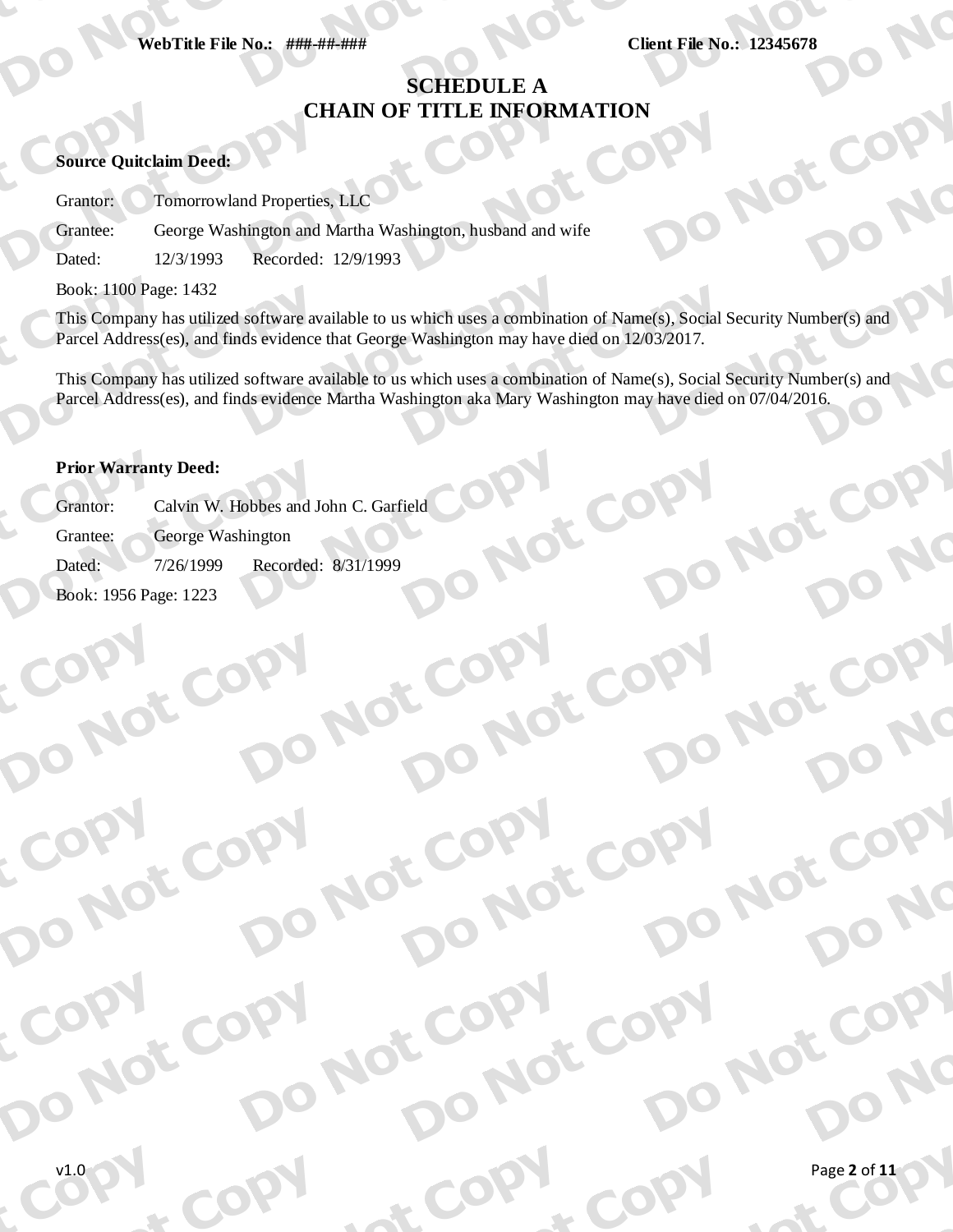**WebTitle File No.: ###-##-###** **Client File No.: 12345678**

# SCHEDULE A
# CHAIN OF TITLE INFORMATION

**Source Quitclaim Deed:**

Grantor: Tomorrowland Properties, LLC

Grantee: George Washington and Martha Washington, husband and wife

Dated: 12/3/1993 Recorded: 12/9/1993

Book: 1100 Page: 1432

This Company has utilized software available to us which uses a combination of Name(s), Social Security Number(s) and Parcel Address(es), and finds evidence that George Washington may have died on 12/03/2017.

This Company has utilized software available to us which uses a combination of Name(s), Social Security Number(s) and Parcel Address(es), and finds evidence Martha Washington aka Mary Washington may have died on 07/04/2016.

**Prior Warranty Deed:**

Grantor: Calvin W. Hobbes and John C. Garfield

Grantee: George Washington

Dated: 7/26/1999 Recorded: 8/31/1999

Book: 1956 Page: 1223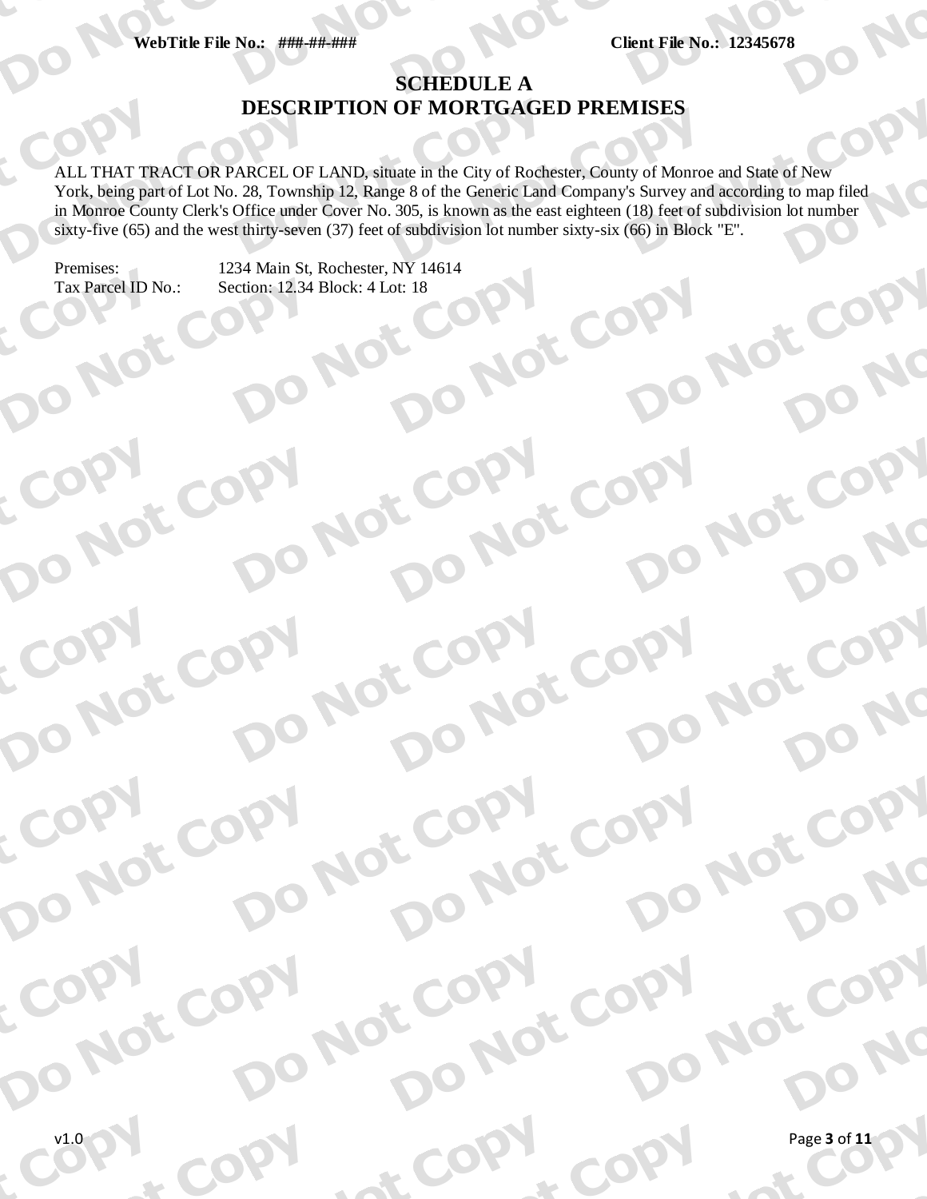WebTitle File No.: ###-##-### Client File No.: 12345678

# SCHEDULE A
# DESCRIPTION OF MORTGAGED PREMISES

ALL THAT TRACT OR PARCEL OF LAND, situate in the City of Rochester, County of Monroe and State of New York, being part of Lot No. 28, Township 12, Range 8 of the Generic Land Company's Survey and according to map filed in Monroe County Clerk's Office under Cover No. 305, is known as the east eighteen (18) feet of subdivision lot number sixty-five (65) and the west thirty-seven (37) feet of subdivision lot number sixty-six (66) in Block "E".

Premises: 1234 Main St, Rochester, NY 14614
Tax Parcel ID No.: Section: 12.34 Block: 4 Lot: 18

v1.0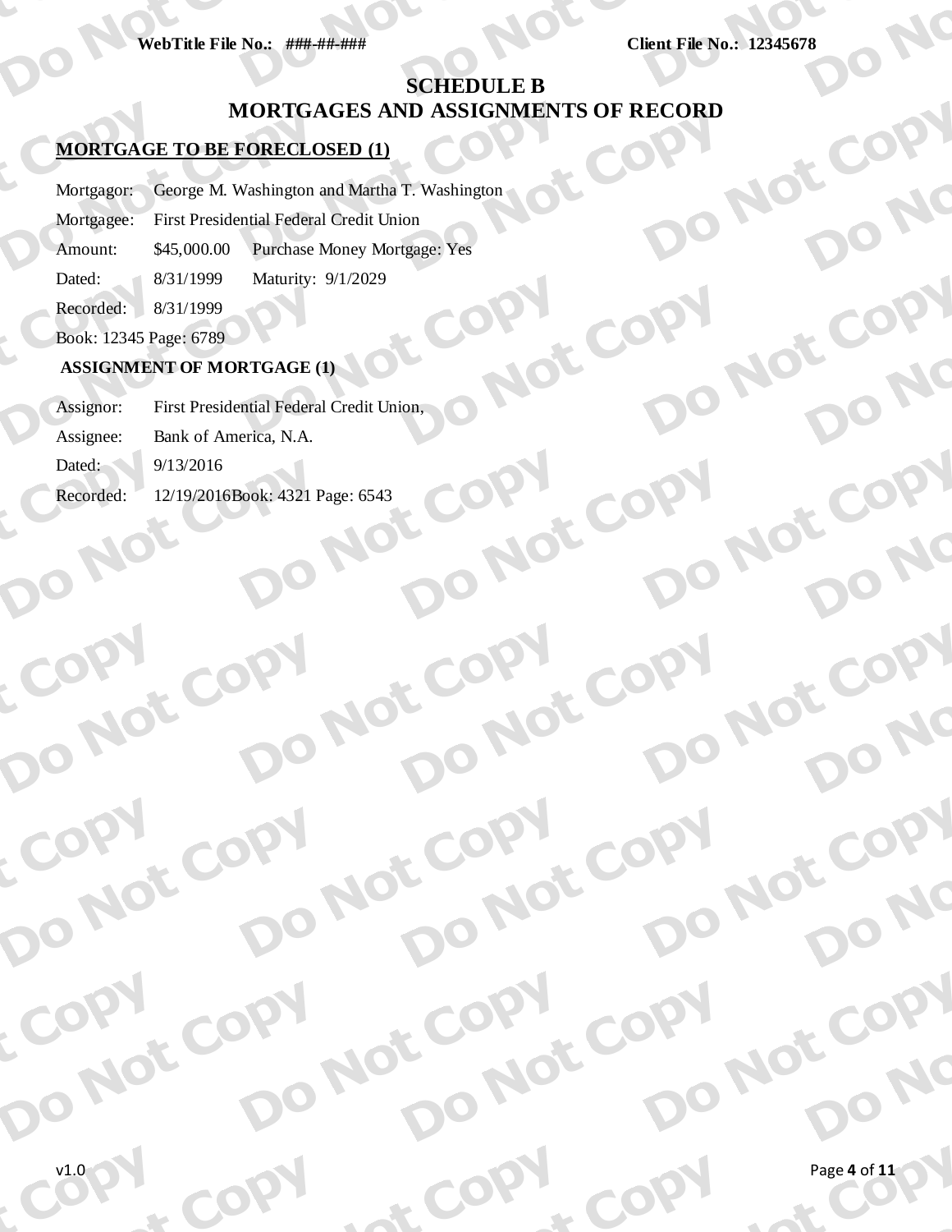# SCHEDULE B
## MORTGAGES AND ASSIGNMENTS OF RECORD

**MORTGAGE TO BE FORECLOSED (1)**

Mortgagor: George M. Washington and Martha T. Washington

Mortgagee: First Presidential Federal Credit Union

Amount: $45,000.00 Purchase Money Mortgage: Yes

Dated: 8/31/1999 Maturity: 9/1/2029

Recorded: 8/31/1999

Book: 12345 Page: 6789

**ASSIGNMENT OF MORTGAGE (1)**

Assignor: First Presidential Federal Credit Union,

Assignee: Bank of America, N.A.

Dated: 9/13/2016

Recorded: 12/19/2016Book: 4321 Page: 6543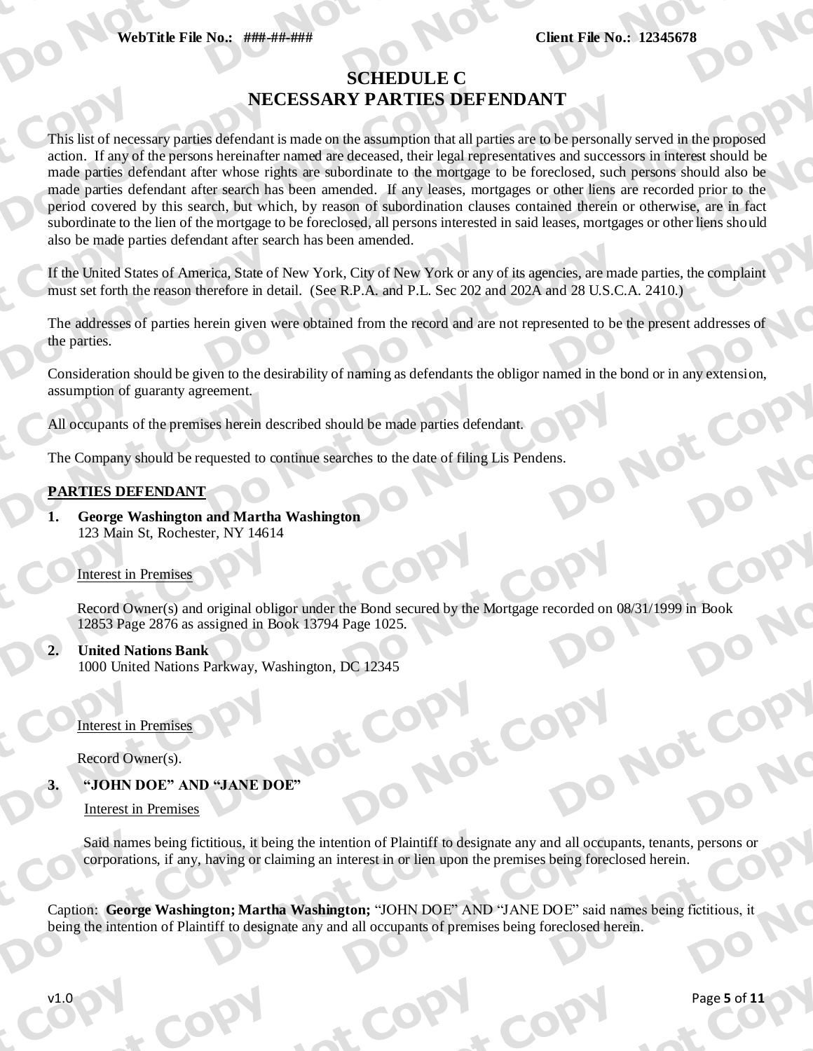# SCHEDULE C
## NECESSARY PARTIES DEFENDANT

This list of necessary parties defendant is made on the assumption that all parties are to be personally served in the proposed action. If any of the persons hereinafter named are deceased, their legal representatives and successors in interest should be made parties defendant after whose rights are subordinate to the mortgage to be foreclosed, such persons should also be made parties defendant after search has been amended. If any leases, mortgages or other liens are recorded prior to the period covered by this search, but which, by reason of subordination clauses contained therein or otherwise, are in fact subordinate to the lien of the mortgage to be foreclosed, all persons interested in said leases, mortgages or other liens should also be made parties defendant after search has been amended.

If the United States of America, State of New York, City of New York or any of its agencies, are made parties, the complaint must set forth the reason therefore in detail. (See R.P.A. and P.L. Sec 202 and 202A and 28 U.S.C.A. 2410.)

The addresses of parties herein given were obtained from the record and are not represented to be the present addresses of the parties.

Consideration should be given to the desirability of naming as defendants the obligor named in the bond or in any extension, assumption of guaranty agreement.

All occupants of the premises herein described should be made parties defendant.

The Company should be requested to continue searches to the date of filing Lis Pendens.

**PARTIES DEFENDANT**

1. **George Washington and Martha Washington**
   123 Main St, Rochester, NY 14614

   Interest in Premises

   Record Owner(s) and original obligor under the Bond secured by the Mortgage recorded on 08/31/1999 in Book 12853 Page 2876 as assigned in Book 13794 Page 1025.

2. **United Nations Bank**
   1000 United Nations Parkway, Washington, DC 12345

   Interest in Premises

   Record Owner(s).

3. **"JOHN DOE" AND "JANE DOE"**

   Interest in Premises

   Said names being fictitious, it being the intention of Plaintiff to designate any and all occupants, tenants, persons or corporations, if any, having or claiming an interest in or lien upon the premises being foreclosed herein.

Caption: **George Washington; Martha Washington;** "JOHN DOE" AND "JANE DOE" said names being fictitious, it being the intention of Plaintiff to designate any and all occupants of premises being foreclosed herein.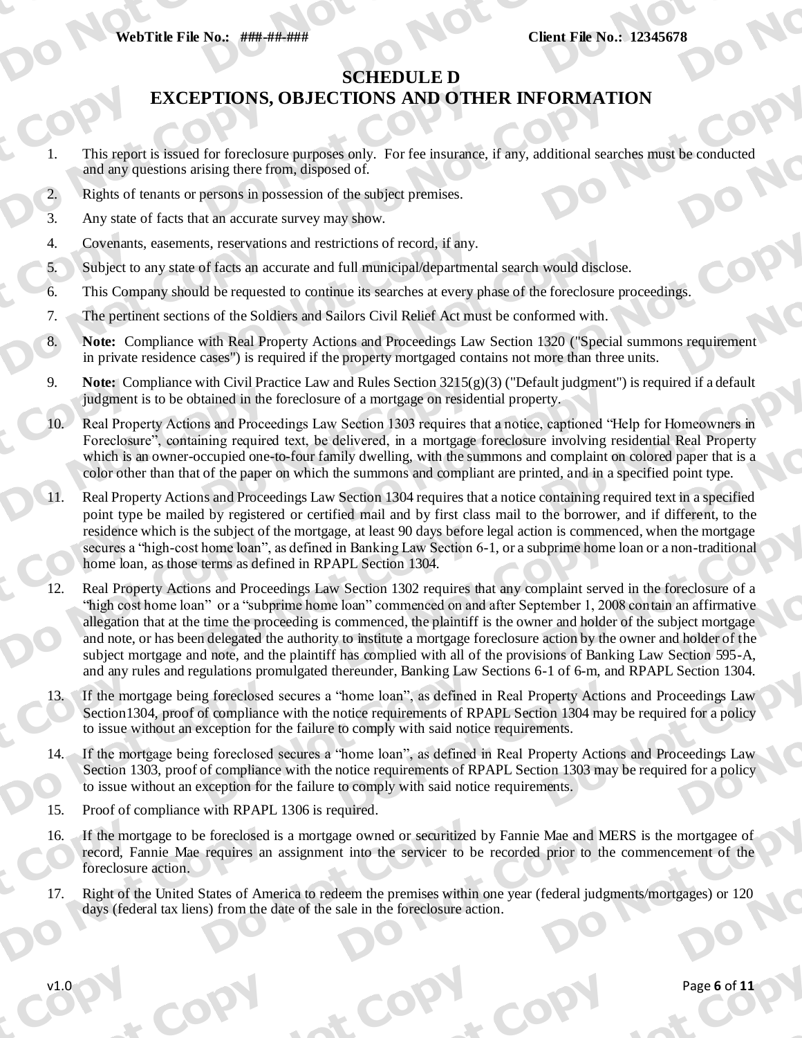WebTitle File No.: ###-##-### Client File No.: 12345678

# SCHEDULE D
# EXCEPTIONS, OBJECTIONS AND OTHER INFORMATION

1. This report is issued for foreclosure purposes only. For fee insurance, if any, additional searches must be conducted and any questions arising there from, disposed of.
2. Rights of tenants or persons in possession of the subject premises.
3. Any state of facts that an accurate survey may show.
4. Covenants, easements, reservations and restrictions of record, if any.
5. Subject to any state of facts an accurate and full municipal/departmental search would disclose.
6. This Company should be requested to continue its searches at every phase of the foreclosure proceedings.
7. The pertinent sections of the Soldiers and Sailors Civil Relief Act must be conformed with.
8. **Note:** Compliance with Real Property Actions and Proceedings Law Section 1320 ("Special summons requirement in private residence cases") is required if the property mortgaged contains not more than three units.
9. **Note:** Compliance with Civil Practice Law and Rules Section 3215(g)(3) ("Default judgment") is required if a default judgment is to be obtained in the foreclosure of a mortgage on residential property.
10. Real Property Actions and Proceedings Law Section 1303 requires that a notice, captioned "Help for Homeowners in Foreclosure", containing required text, be delivered, in a mortgage foreclosure involving residential Real Property which is an owner-occupied one-to-four family dwelling, with the summons and complaint on colored paper that is a color other than that of the paper on which the summons and compliant are printed, and in a specified point type.
11. Real Property Actions and Proceedings Law Section 1304 requires that a notice containing required text in a specified point type be mailed by registered or certified mail and by first class mail to the borrower, and if different, to the residence which is the subject of the mortgage, at least 90 days before legal action is commenced, when the mortgage secures a "high-cost home loan", as defined in Banking Law Section 6-1, or a subprime home loan or a non-traditional home loan, as those terms as defined in RPAPL Section 1304.
12. Real Property Actions and Proceedings Law Section 1302 requires that any complaint served in the foreclosure of a "high cost home loan" or a "subprime home loan" commenced on and after September 1, 2008 contain an affirmative allegation that at the time the proceeding is commenced, the plaintiff is the owner and holder of the subject mortgage and note, or has been delegated the authority to institute a mortgage foreclosure action by the owner and holder of the subject mortgage and note, and the plaintiff has complied with all of the provisions of Banking Law Section 595-A, and any rules and regulations promulgated thereunder, Banking Law Sections 6-1 of 6-m, and RPAPL Section 1304.
13. If the mortgage being foreclosed secures a "home loan", as defined in Real Property Actions and Proceedings Law Section1304, proof of compliance with the notice requirements of RPAPL Section 1304 may be required for a policy to issue without an exception for the failure to comply with said notice requirements.
14. If the mortgage being foreclosed secures a "home loan", as defined in Real Property Actions and Proceedings Law Section 1303, proof of compliance with the notice requirements of RPAPL Section 1303 may be required for a policy to issue without an exception for the failure to comply with said notice requirements.
15. Proof of compliance with RPAPL 1306 is required.
16. If the mortgage to be foreclosed is a mortgage owned or securitized by Fannie Mae and MERS is the mortgagee of record, Fannie Mae requires an assignment into the servicer to be recorded prior to the commencement of the foreclosure action.
17. Right of the United States of America to redeem the premises within one year (federal judgments/mortgages) or 120 days (federal tax liens) from the date of the sale in the foreclosure action.

v1.0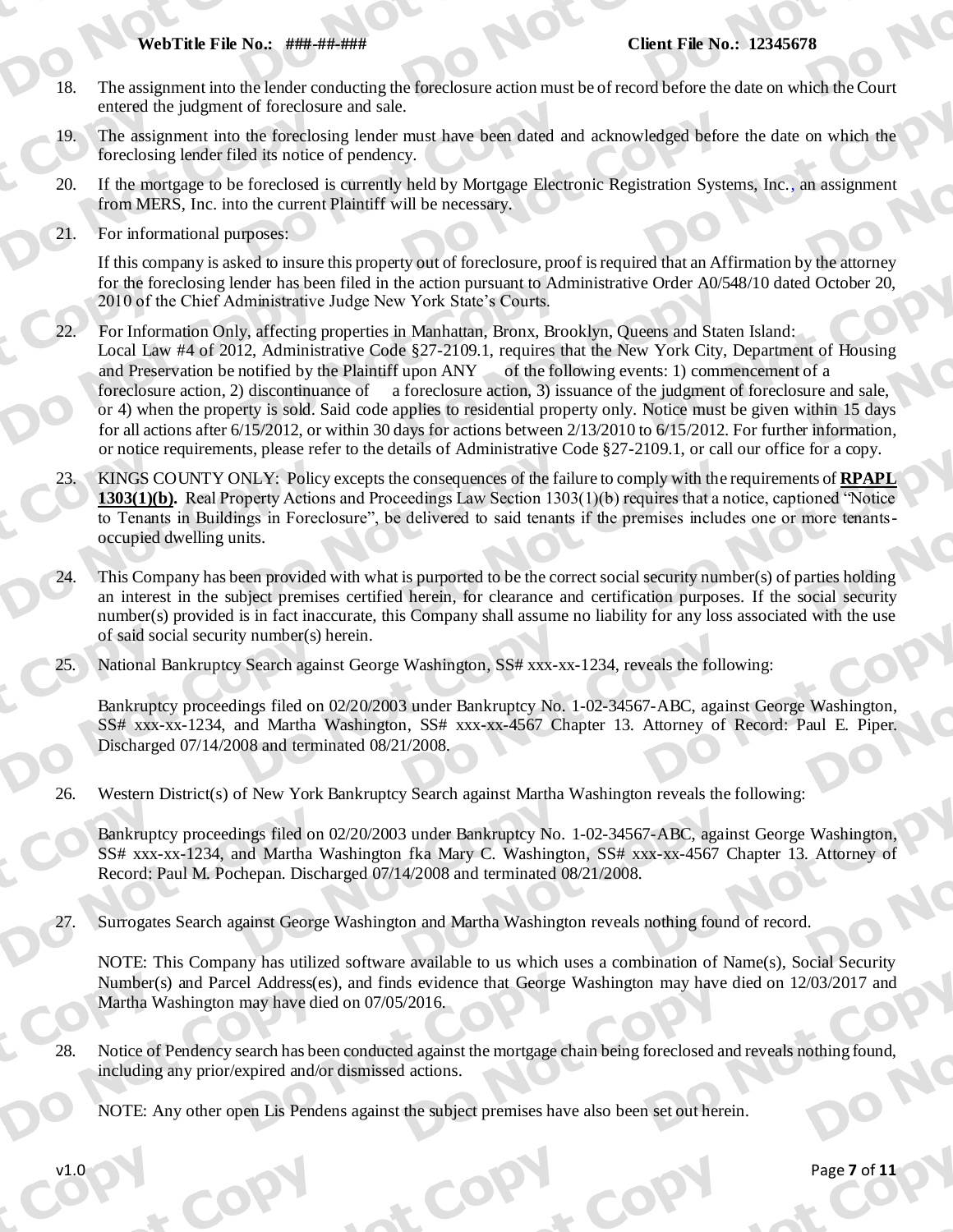18. The assignment into the lender conducting the foreclosure action must be of record before the date on which the Court entered the judgment of foreclosure and sale.

19. The assignment into the foreclosing lender must have been dated and acknowledged before the date on which the foreclosing lender filed its notice of pendency.

20. If the mortgage to be foreclosed is currently held by Mortgage Electronic Registration Systems, Inc., an assignment from MERS, Inc. into the current Plaintiff will be necessary.

21. For informational purposes:

    If this company is asked to insure this property out of foreclosure, proof is required that an Affirmation by the attorney for the foreclosing lender has been filed in the action pursuant to Administrative Order A0/548/10 dated October 20, 2010 of the Chief Administrative Judge New York State's Courts.

22. For Information Only, affecting properties in Manhattan, Bronx, Brooklyn, Queens and Staten Island: Local Law #4 of 2012, Administrative Code §27-2109.1, requires that the New York City, Department of Housing and Preservation be notified by the Plaintiff upon ANY of the following events: 1) commencement of a foreclosure action, 2) discontinuance of a foreclosure action, 3) issuance of the judgment of foreclosure and sale, or 4) when the property is sold. Said code applies to residential property only. Notice must be given within 15 days for all actions after 6/15/2012, or within 30 days for actions between 2/13/2010 to 6/15/2012. For further information, or notice requirements, please refer to the details of Administrative Code §27-2109.1, or call our office for a copy.

23. KINGS COUNTY ONLY: Policy excepts the consequences of the failure to comply with the requirements of **RPAPL 1303(1)(b).** Real Property Actions and Proceedings Law Section 1303(1)(b) requires that a notice, captioned "Notice to Tenants in Buildings in Foreclosure", be delivered to said tenants if the premises includes one or more tenants-occupied dwelling units.

24. This Company has been provided with what is purported to be the correct social security number(s) of parties holding an interest in the subject premises certified herein, for clearance and certification purposes. If the social security number(s) provided is in fact inaccurate, this Company shall assume no liability for any loss associated with the use of said social security number(s) herein.

25. National Bankruptcy Search against George Washington, SS# xxx-xx-1234, reveals the following:

    Bankruptcy proceedings filed on 02/20/2003 under Bankruptcy No. 1-02-34567-ABC, against George Washington, SS# xxx-xx-1234, and Martha Washington, SS# xxx-xx-4567 Chapter 13. Attorney of Record: Paul E. Piper. Discharged 07/14/2008 and terminated 08/21/2008.

26. Western District(s) of New York Bankruptcy Search against Martha Washington reveals the following:

    Bankruptcy proceedings filed on 02/20/2003 under Bankruptcy No. 1-02-34567-ABC, against George Washington, SS# xxx-xx-1234, and Martha Washington fka Mary C. Washington, SS# xxx-xx-4567 Chapter 13. Attorney of Record: Paul M. Pochepan. Discharged 07/14/2008 and terminated 08/21/2008.

27. Surrogates Search against George Washington and Martha Washington reveals nothing found of record.

    NOTE: This Company has utilized software available to us which uses a combination of Name(s), Social Security Number(s) and Parcel Address(es), and finds evidence that George Washington may have died on 12/03/2017 and Martha Washington may have died on 07/05/2016.

28. Notice of Pendency search has been conducted against the mortgage chain being foreclosed and reveals nothing found, including any prior/expired and/or dismissed actions.

    NOTE: Any other open Lis Pendens against the subject premises have also been set out herein.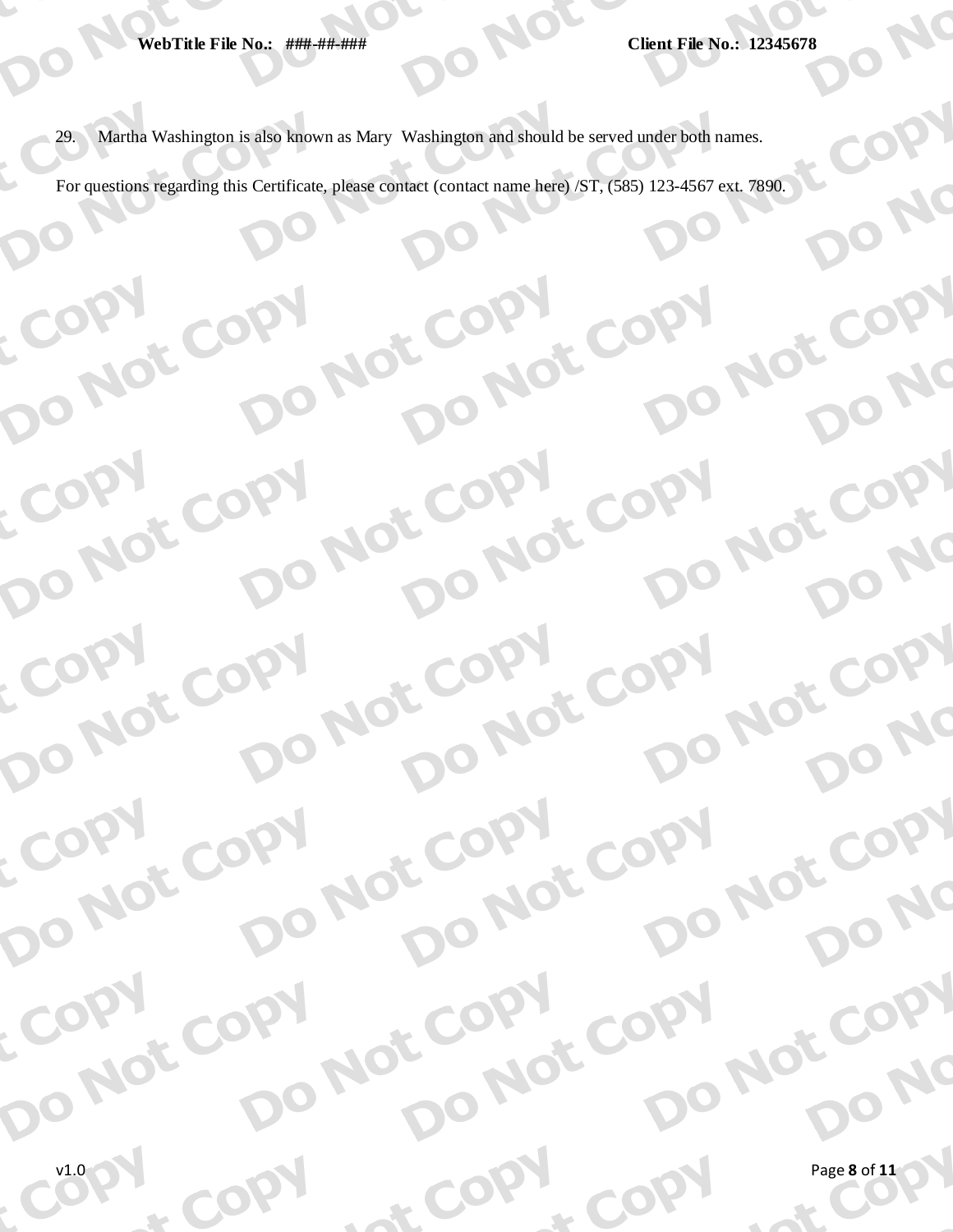29. Martha Washington is also known as Mary Washington and should be served under both names.

For questions regarding this Certificate, please contact (contact name here) /ST, (585) 123-4567 ext. 7890.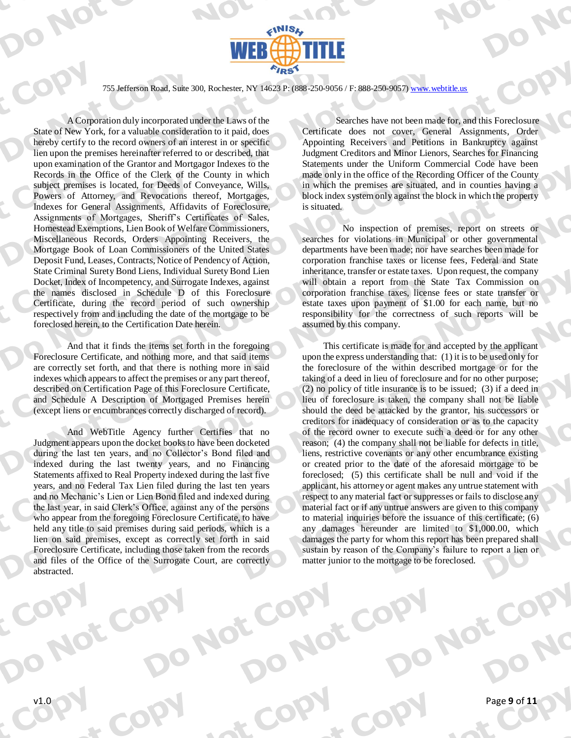755 Jefferson Road, Suite 300, Rochester, NY 14623 P: (888-250-9056 / F: 888-250-9057) www.webtitle.us

A Corporation duly incorporated under the Laws of the State of New York, for a valuable consideration to it paid, does hereby certify to the record owners of an interest in or specific lien upon the premises hereinafter referred to or described, that upon examination of the Grantor and Mortgagor Indexes to the Records in the Office of the Clerk of the County in which subject premises is located, for Deeds of Conveyance, Wills, Powers of Attorney, and Revocations thereof, Mortgages, Indexes for General Assignments, Affidavits of Foreclosure, Assignments of Mortgages, Sheriff's Certificates of Sales, Homestead Exemptions, Lien Book of Welfare Commissioners, Miscellaneous Records, Orders Appointing Receivers, the Mortgage Book of Loan Commissioners of the United States Deposit Fund, Leases, Contracts, Notice of Pendency of Action, State Criminal Surety Bond Liens, Individual Surety Bond Lien Docket, Index of Incompetency, and Surrogate Indexes, against the names disclosed in Schedule D of this Foreclosure Certificate, during the record period of such ownership respectively from and including the date of the mortgage to be foreclosed herein, to the Certification Date herein.

And that it finds the items set forth in the foregoing Foreclosure Certificate, and nothing more, and that said items are correctly set forth, and that there is nothing more in said indexes which appears to affect the premises or any part thereof, described on Certification Page of this Foreclosure Certificate, and Schedule A Description of Mortgaged Premises herein (except liens or encumbrances correctly discharged of record).

And WebTitle Agency further Certifies that no Judgment appears upon the docket books to have been docketed during the last ten years, and no Collector's Bond filed and indexed during the last twenty years, and no Financing Statements affixed to Real Property indexed during the last five years, and no Federal Tax Lien filed during the last ten years and no Mechanic's Lien or Lien Bond filed and indexed during the last year, in said Clerk's Office, against any of the persons who appear from the foregoing Foreclosure Certificate, to have held any title to said premises during said periods, which is a lien on said premises, except as correctly set forth in said Foreclosure Certificate, including those taken from the records and files of the Office of the Surrogate Court, are correctly abstracted.

Searches have not been made for, and this Foreclosure Certificate does not cover, General Assignments, Order Appointing Receivers and Petitions in Bankruptcy against Judgment Creditors and Minor Lienors, Searches for Financing Statements under the Uniform Commercial Code have been made only in the office of the Recording Officer of the County in which the premises are situated, and in counties having a block index system only against the block in which the property is situated.

No inspection of premises, report on streets or searches for violations in Municipal or other governmental departments have been made; nor have searches been made for corporation franchise taxes or license fees, Federal and State inheritance, transfer or estate taxes. Upon request, the company will obtain a report from the State Tax Commission on corporation franchise taxes, license fees or state transfer or estate taxes upon payment of $1.00 for each name, but no responsibility for the correctness of such reports will be assumed by this company.

This certificate is made for and accepted by the applicant upon the express understanding that: (1) it is to be used only for the foreclosure of the within described mortgage or for the taking of a deed in lieu of foreclosure and for no other purpose; (2) no policy of title insurance is to be issued; (3) if a deed in lieu of foreclosure is taken, the company shall not be liable should the deed be attacked by the grantor, his successors or creditors for inadequacy of consideration or as to the capacity of the record owner to execute such a deed or for any other reason; (4) the company shall not be liable for defects in title, liens, restrictive covenants or any other encumbrance existing or created prior to the date of the aforesaid mortgage to be foreclosed; (5) this certificate shall be null and void if the applicant, his attorney or agent makes any untrue statement with respect to any material fact or suppresses or fails to disclose any material fact or if any untrue answers are given to this company to material inquiries before the issuance of this certificate; (6) any damages hereunder are limited to $1,000.00, which damages the party for whom this report has been prepared shall sustain by reason of the Company's failure to report a lien or matter junior to the mortgage to be foreclosed.

v1.0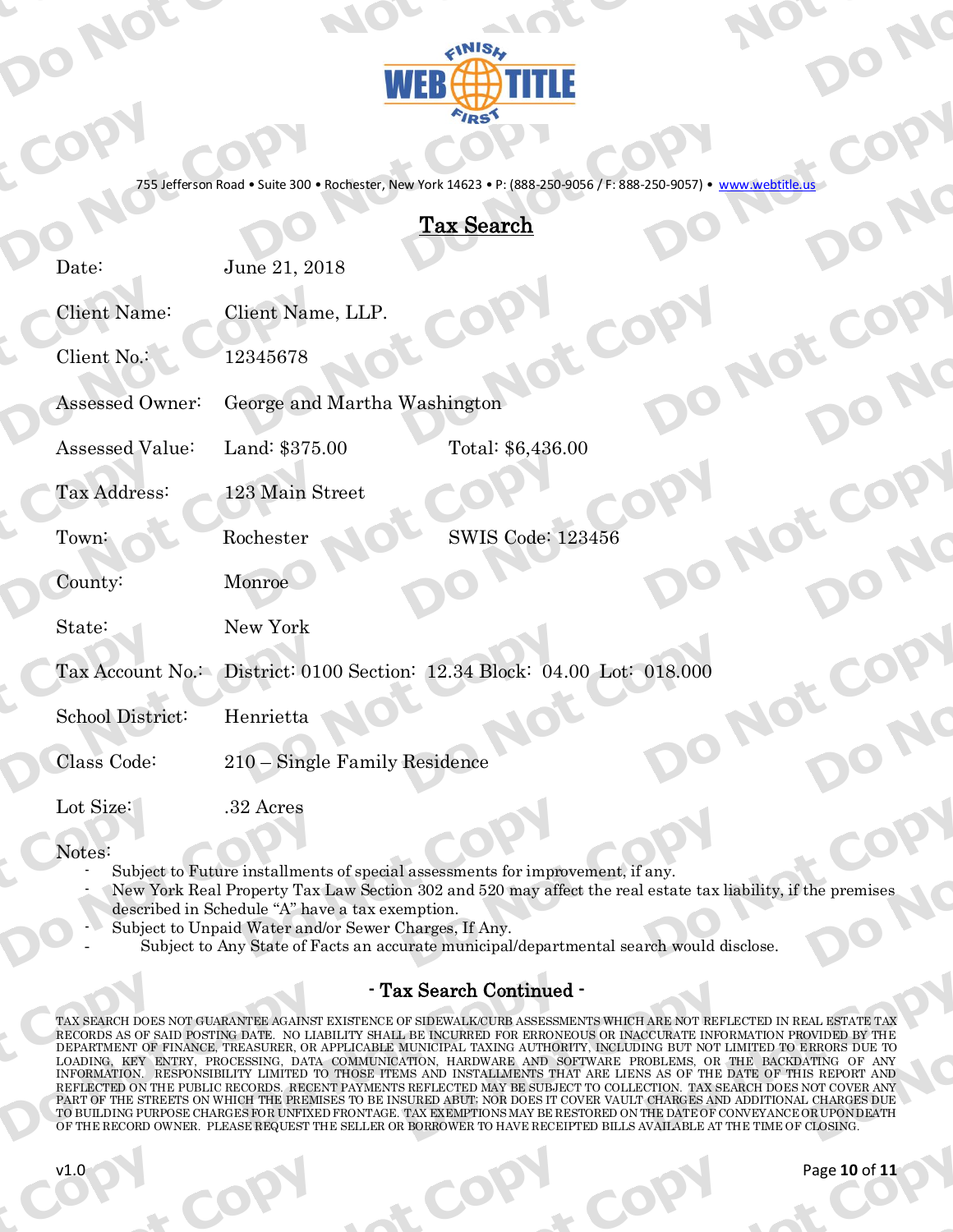755 Jefferson Road • Suite 300 • Rochester, New York 14623 • P: (888-250-9056 / F: 888-250-9057) • www.webtitle.us

# Tax Search

| | | |
|---|---|---|
| Date: | June 21, 2018 | |
| Client Name: | Client Name, LLP. | |
| Client No.: | 12345678 | |
| Assessed Owner: | George and Martha Washington | |
| Assessed Value: | Land: $375.00 | Total: $6,436.00 |
| Tax Address: | 123 Main Street | |
| Town: | Rochester | SWIS Code: 123456 |
| County: | Monroe | |
| State: | New York | |
| Tax Account No.: | District: 0100 Section: 12.34 Block: 04.00 Lot: 018.000 | |
| School District: | Henrietta | |
| Class Code: | 210 – Single Family Residence | |
| Lot Size: | .32 Acres | |

Notes:

- Subject to Future installments of special assessments for improvement, if any.
- New York Real Property Tax Law Section 302 and 520 may affect the real estate tax liability, if the premises described in Schedule "A" have a tax exemption.
- Subject to Unpaid Water and/or Sewer Charges, If Any.
- Subject to Any State of Facts an accurate municipal/departmental search would disclose.

## - Tax Search Continued -

TAX SEARCH DOES NOT GUARANTEE AGAINST EXISTENCE OF SIDEWALK/CURB ASSESSMENTS WHICH ARE NOT REFLECTED IN REAL ESTATE TAX RECORDS AS OF SAID POSTING DATE. NO LIABILITY SHALL BE INCURRED FOR ERRONEOUS OR INACCURATE INFORMATION PROVIDED BY THE DEPARTMENT OF FINANCE, TREASURER, OR APPLICABLE MUNICIPAL TAXING AUTHORITY, INCLUDING BUT NOT LIMITED TO ERRORS DUE TO LOADING, KEY ENTRY, PROCESSING, DATA COMMUNICATION, HARDWARE AND SOFTWARE PROBLEMS, OR THE BACKDATING OF ANY INFORMATION. RESPONSIBILITY LIMITED TO THOSE ITEMS AND INSTALLMENTS THAT ARE LIENS AS OF THE DATE OF THIS REPORT AND REFLECTED ON THE PUBLIC RECORDS. RECENT PAYMENTS REFLECTED MAY BE SUBJECT TO COLLECTION. TAX SEARCH DOES NOT COVER ANY PART OF THE STREETS ON WHICH THE PREMISES TO BE INSURED ABUT; NOR DOES IT COVER VAULT CHARGES AND ADDITIONAL CHARGES DUE TO BUILDING PURPOSE CHARGES FOR UNFIXED FRONTAGE. TAX EXEMPTIONS MAY BE RESTORED ON THE DATE OF CONVEYANCE OR UPON DEATH OF THE RECORD OWNER. PLEASE REQUEST THE SELLER OR BORROWER TO HAVE RECEIPTED BILLS AVAILABLE AT THE TIME OF CLOSING.

v1.0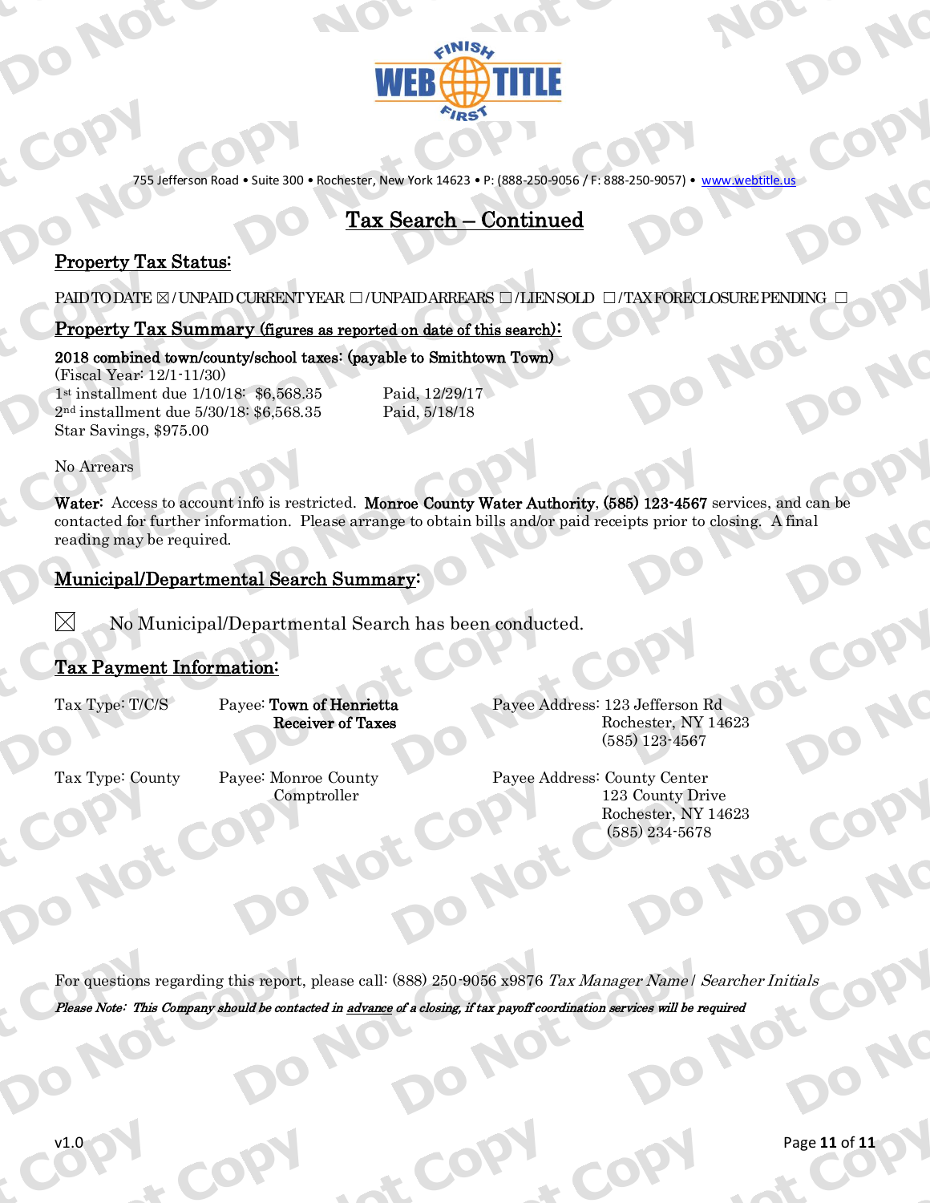755 Jefferson Road • Suite 300 • Rochester, New York 14623 • P: (888-250-9056 / F: 888-250-9057) • www.webtitle.us

# Tax Search – Continued

## Property Tax Status:

PAID TO DATE ☒ / UNPAID CURRENT YEAR ☐ / UNPAID ARREARS ☐ / LIEN SOLD ☐ / TAX FORECLOSURE PENDING ☐

## Property Tax Summary (figures as reported on date of this search):

**2018 combined town/county/school taxes: (payable to Smithtown Town)**
(Fiscal Year: 12/1-11/30)
1st installment due 1/10/18: $6,568.35 Paid, 12/29/17
2nd installment due 5/30/18: $6,568.35 Paid, 5/18/18
Star Savings, $975.00

No Arrears

**Water:** Access to account info is restricted. **Monroe County Water Authority, (585) 123-4567** services, and can be contacted for further information. Please arrange to obtain bills and/or paid receipts prior to closing. A final reading may be required.

## Municipal/Departmental Search Summary:

☒ No Municipal/Departmental Search has been conducted.

## Tax Payment Information:

| | | |
|---|---|---|
| Tax Type: T/C/S | Payee: **Town of Henrietta Receiver of Taxes** | Payee Address: 123 Jefferson Rd, Rochester, NY 14623, (585) 123-4567 |
| Tax Type: County | Payee: Monroe County Comptroller | Payee Address: County Center, 123 County Drive, Rochester, NY 14623, (585) 234-5678 |

For questions regarding this report, please call: (888) 250-9056 x9876 *Tax Manager Name / Searcher Initials*

***Please Note: This Company should be contacted in advance of a closing, if tax payoff coordination services will be required***

v1.0